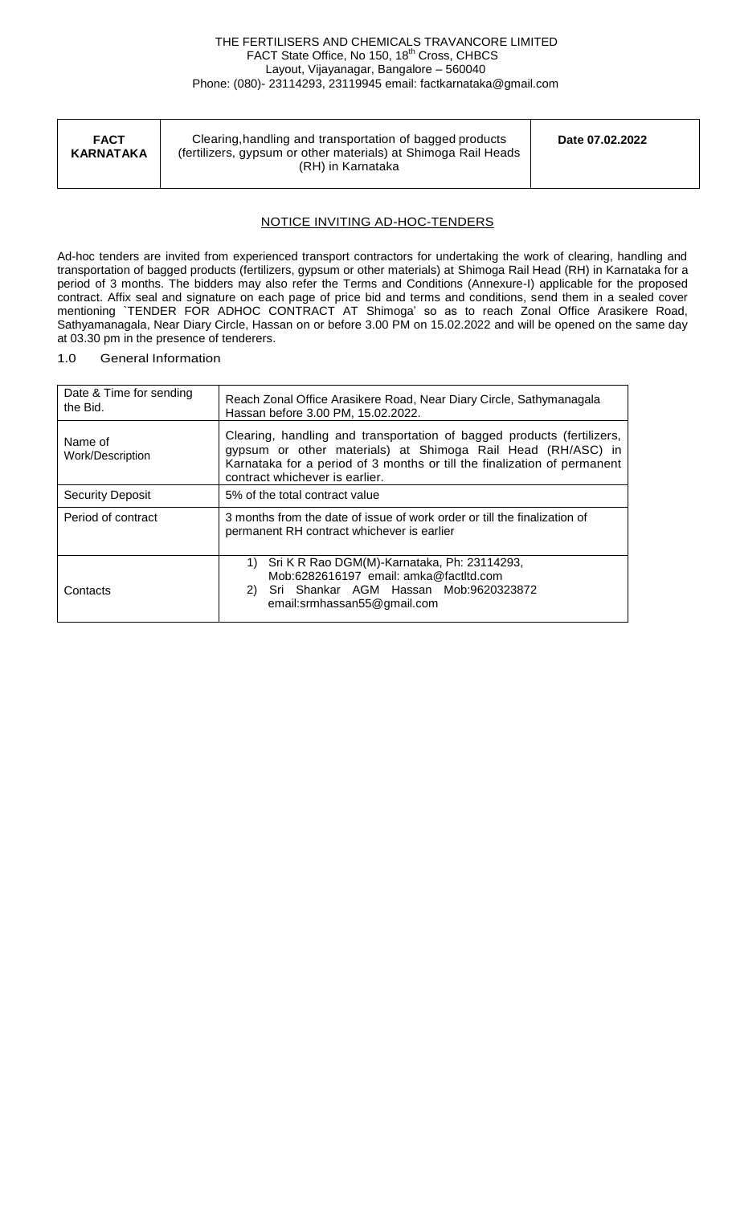THE FERTILISERS AND CHEMICALS TRAVANCORE LIMITED
FACT State Office, No 150, 18th Cross, CHBCS
Layout, Vijayanagar, Bangalore – 560040
Phone: (080)- 23114293, 23119945 email: factkarnataka@gmail.com

| **FACT KARNATAKA** | Clearing, handling and transportation of bagged products (fertilizers, gypsum or other materials) at Shimoga Rail Heads (RH) in Karnataka | **Date 07.02.2022** |
|---|---|---|

## NOTICE INVITING AD-HOC-TENDERS

Ad-hoc tenders are invited from experienced transport contractors for undertaking the work of clearing, handling and transportation of bagged products (fertilizers, gypsum or other materials) at Shimoga Rail Head (RH) in Karnataka for a period of 3 months. The bidders may also refer the Terms and Conditions (Annexure-I) applicable for the proposed contract. Affix seal and signature on each page of price bid and terms and conditions, send them in a sealed cover mentioning `TENDER FOR ADHOC CONTRACT AT Shimoga' so as to reach Zonal Office Arasikere Road, Sathyamanagala, Near Diary Circle, Hassan on or before 3.00 PM on 15.02.2022 and will be opened on the same day at 03.30 pm in the presence of tenderers.

### 1.0 General Information

| Date & Time for sending the Bid. | Reach Zonal Office Arasikere Road, Near Diary Circle, Sathymanagala Hassan before 3.00 PM, 15.02.2022. |
|---|---|
| Name of Work/Description | Clearing, handling and transportation of bagged products (fertilizers, gypsum or other materials) at Shimoga Rail Head (RH/ASC) in Karnataka for a period of 3 months or till the finalization of permanent contract whichever is earlier. |
| Security Deposit | 5% of the total contract value |
| Period of contract | 3 months from the date of issue of work order or till the finalization of permanent RH contract whichever is earlier |
| Contacts | 1) Sri K R Rao DGM(M)-Karnataka, Ph: 23114293, Mob:6282616197 email: amka@factltd.com<br>2) Sri Shankar AGM Hassan Mob:9620323872 email:srmhassan55@gmail.com |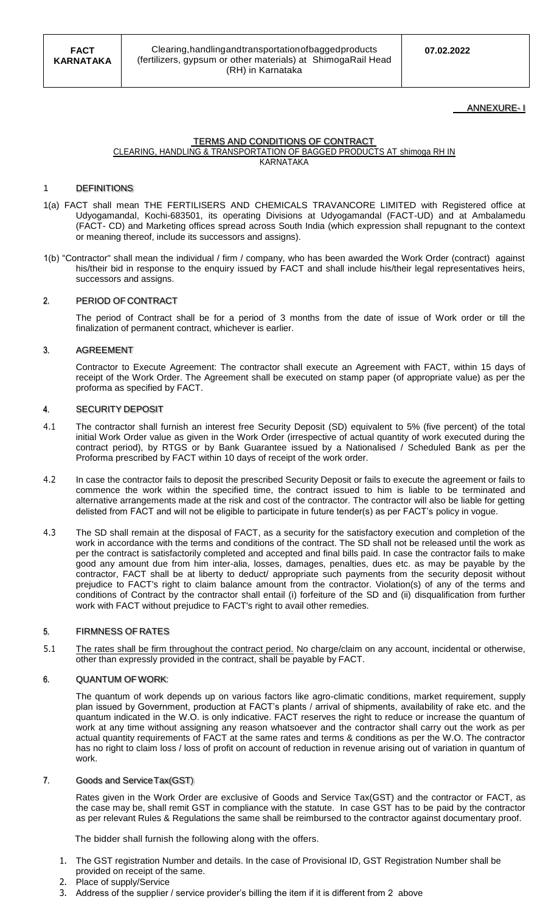ANNEXURE- I

## TERMS AND CONDITIONS OF CONTRACT

CLEARING, HANDLING & TRANSPORTATION OF BAGGED PRODUCTS AT shimoga RH IN KARNATAKA

### 1 DEFINITIONS

1(a) FACT shall mean THE FERTILISERS AND CHEMICALS TRAVANCORE LIMITED with Registered office at Udyogamandal, Kochi-683501, its operating Divisions at Udyogamandal (FACT-UD) and at Ambalamedu (FACT- CD) and Marketing offices spread across South India (which expression shall repugnant to the context or meaning thereof, include its successors and assigns).

1(b) "Contractor" shall mean the individual / firm / company, who has been awarded the Work Order (contract) against his/their bid in response to the enquiry issued by FACT and shall include his/their legal representatives heirs, successors and assigns.

### 2. PERIOD OF CONTRACT

The period of Contract shall be for a period of 3 months from the date of issue of Work order or till the finalization of permanent contract, whichever is earlier.

### 3. AGREEMENT

Contractor to Execute Agreement: The contractor shall execute an Agreement with FACT, within 15 days of receipt of the Work Order. The Agreement shall be executed on stamp paper (of appropriate value) as per the proforma as specified by FACT.

### 4. SECURITY DEPOSIT

4.1 The contractor shall furnish an interest free Security Deposit (SD) equivalent to 5% (five percent) of the total initial Work Order value as given in the Work Order (irrespective of actual quantity of work executed during the contract period), by RTGS or by Bank Guarantee issued by a Nationalised / Scheduled Bank as per the Proforma prescribed by FACT within 10 days of receipt of the work order.

4.2 In case the contractor fails to deposit the prescribed Security Deposit or fails to execute the agreement or fails to commence the work within the specified time, the contract issued to him is liable to be terminated and alternative arrangements made at the risk and cost of the contractor. The contractor will also be liable for getting delisted from FACT and will not be eligible to participate in future tender(s) as per FACT's policy in vogue.

4.3 The SD shall remain at the disposal of FACT, as a security for the satisfactory execution and completion of the work in accordance with the terms and conditions of the contract. The SD shall not be released until the work as per the contract is satisfactorily completed and accepted and final bills paid. In case the contractor fails to make good any amount due from him inter-alia, losses, damages, penalties, dues etc. as may be payable by the contractor, FACT shall be at liberty to deduct/ appropriate such payments from the security deposit without prejudice to FACT's right to claim balance amount from the contractor. Violation(s) of any of the terms and conditions of Contract by the contractor shall entail (i) forfeiture of the SD and (ii) disqualification from further work with FACT without prejudice to FACT's right to avail other remedies.

### 5. FIRMNESS OF RATES

5.1 The rates shall be firm throughout the contract period. No charge/claim on any account, incidental or otherwise, other than expressly provided in the contract, shall be payable by FACT.

### 6. QUANTUM OF WORK:

The quantum of work depends up on various factors like agro-climatic conditions, market requirement, supply plan issued by Government, production at FACT's plants / arrival of shipments, availability of rake etc. and the quantum indicated in the W.O. is only indicative. FACT reserves the right to reduce or increase the quantum of work at any time without assigning any reason whatsoever and the contractor shall carry out the work as per actual quantity requirements of FACT at the same rates and terms & conditions as per the W.O. The contractor has no right to claim loss / loss of profit on account of reduction in revenue arising out of variation in quantum of work.

### 7. Goods and Service Tax(GST)

Rates given in the Work Order are exclusive of Goods and Service Tax(GST) and the contractor or FACT, as the case may be, shall remit GST in compliance with the statute. In case GST has to be paid by the contractor as per relevant Rules & Regulations the same shall be reimbursed to the contractor against documentary proof.

The bidder shall furnish the following along with the offers.

1. The GST registration Number and details. In the case of Provisional ID, GST Registration Number shall be provided on receipt of the same.
2. Place of supply/Service
3. Address of the supplier / service provider's billing the item if it is different from 2 above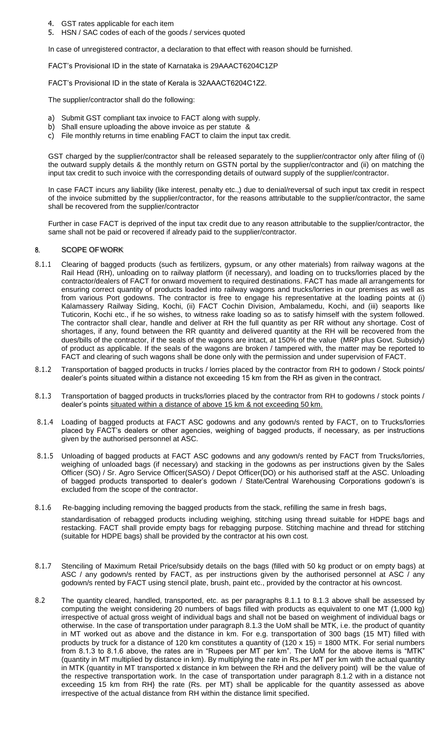4. GST rates applicable for each item
5. HSN / SAC codes of each of the goods / services quoted

In case of unregistered contractor, a declaration to that effect with reason should be furnished.

FACT's Provisional ID in the state of Karnataka is 29AAACT6204C1ZP

FACT's Provisional ID in the state of Kerala is 32AAACT6204C1Z2.

The supplier/contractor shall do the following:

a) Submit GST compliant tax invoice to FACT along with supply.
b) Shall ensure uploading the above invoice as per statute &
c) File monthly returns in time enabling FACT to claim the input tax credit.

GST charged by the supplier/contractor shall be released separately to the supplier/contractor only after filing of (i) the outward supply details & the monthly return on GSTN portal by the supplier/contractor and (ii) on matching the input tax credit to such invoice with the corresponding details of outward supply of the supplier/contractor.

In case FACT incurs any liability (like interest, penalty etc.,) due to denial/reversal of such input tax credit in respect of the invoice submitted by the supplier/contractor, for the reasons attributable to the supplier/contractor, the same shall be recovered from the supplier/contractor

Further in case FACT is deprived of the input tax credit due to any reason attributable to the supplier/contractor, the same shall not be paid or recovered if already paid to the supplier/contractor.

## 8. SCOPE OF WORK

8.1.1 Clearing of bagged products (such as fertilizers, gypsum, or any other materials) from railway wagons at the Rail Head (RH), unloading on to railway platform (if necessary), and loading on to trucks/lorries placed by the contractor/dealers of FACT for onward movement to required destinations. FACT has made all arrangements for ensuring correct quantity of products loaded into railway wagons and trucks/lorries in our premises as well as from various Port godowns. The contractor is free to engage his representative at the loading points at (i) Kalamassery Railway Siding, Kochi, (ii) FACT Cochin Division, Ambalamedu, Kochi, and (iii) seaports like Tuticorin, Kochi etc., if he so wishes, to witness rake loading so as to satisfy himself with the system followed. The contractor shall clear, handle and deliver at RH the full quantity as per RR without any shortage. Cost of shortages, if any, found between the RR quantity and delivered quantity at the RH will be recovered from the dues/bills of the contractor, if the seals of the wagons are intact, at 150% of the value (MRP plus Govt. Subsidy) of product as applicable. If the seals of the wagons are broken / tampered with, the matter may be reported to FACT and clearing of such wagons shall be done only with the permission and under supervision of FACT.

8.1.2 Transportation of bagged products in trucks / lorries placed by the contractor from RH to godown / Stock points/ dealer's points situated within a distance not exceeding 15 km from the RH as given in the contract.

8.1.3 Transportation of bagged products in trucks/lorries placed by the contractor from RH to godowns / stock points / dealer's points <u>situated within a distance of above 15 km & not exceeding 50 km.</u>

8.1.4 Loading of bagged products at FACT ASC godowns and any godown/s rented by FACT, on to Trucks/lorries placed by FACT's dealers or other agencies, weighing of bagged products, if necessary, as per instructions given by the authorised personnel at ASC.

8.1.5 Unloading of bagged products at FACT ASC godowns and any godown/s rented by FACT from Trucks/lorries, weighing of unloaded bags (if necessary) and stacking in the godowns as per instructions given by the Sales Officer (SO) / Sr. Agro Service Officer(SASO) / Depot Officer(DO) or his authorised staff at the ASC. Unloading of bagged products transported to dealer's godown / State/Central Warehousing Corporations godown's is excluded from the scope of the contractor.

8.1.6 Re-bagging including removing the bagged products from the stack, refilling the same in fresh bags, standardisation of rebagged products including weighing, stitching using thread suitable for HDPE bags and restacking. FACT shall provide empty bags for rebagging purpose. Stitching machine and thread for stitching (suitable for HDPE bags) shall be provided by the contractor at his own cost.

8.1.7 Stenciling of Maximum Retail Price/subsidy details on the bags (filled with 50 kg product or on empty bags) at ASC / any godown/s rented by FACT, as per instructions given by the authorised personnel at ASC / any godown/s rented by FACT using stencil plate, brush, paint etc., provided by the contractor at his own cost.

8.2 The quantity cleared, handled, transported, etc. as per paragraphs 8.1.1 to 8.1.3 above shall be assessed by computing the weight considering 20 numbers of bags filled with products as equivalent to one MT (1,000 kg) irrespective of actual gross weight of individual bags and shall not be based on weighment of individual bags or otherwise. In the case of transportation under paragraph 8.1.3 the UoM shall be MTK, i.e. the product of quantity in MT worked out as above and the distance in km. For e.g. transportation of 300 bags (15 MT) filled with products by truck for a distance of 120 km constitutes a quantity of (120 x 15) = 1800 MTK. For serial numbers from 8.1.3 to 8.1.6 above, the rates are in "Rupees per MT per km". The UoM for the above items is "MTK" (quantity in MT multiplied by distance in km). By multiplying the rate in Rs.per MT per km with the actual quantity in MTK (quantity in MT transported x distance in km between the RH and the delivery point) will be the value of the respective transportation work. In the case of transportation under paragraph 8.1.2 with in a distance not exceeding 15 km from RH} the rate (Rs. per MT) shall be applicable for the quantity assessed as above irrespective of the actual distance from RH within the distance limit specified.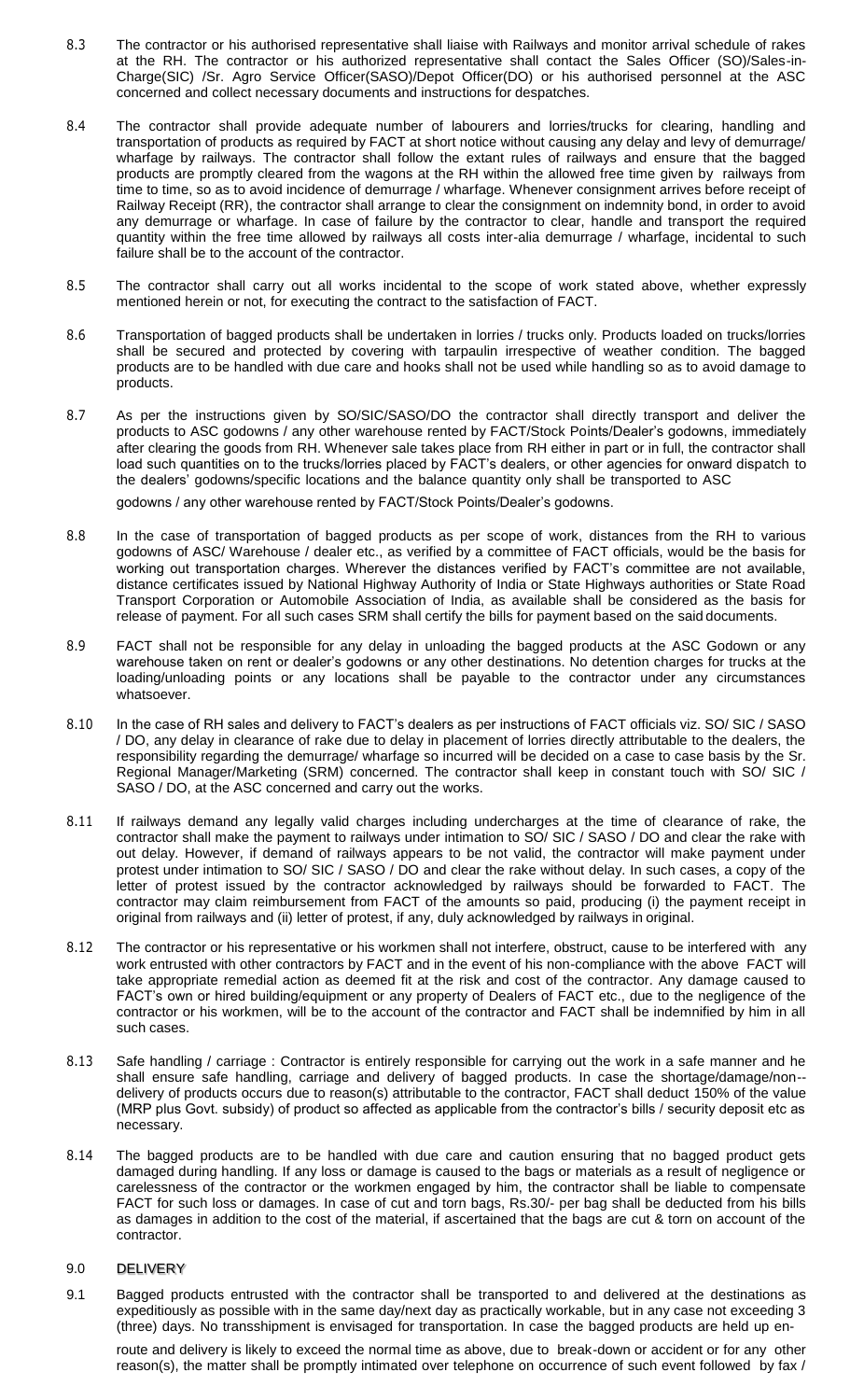8.3 The contractor or his authorised representative shall liaise with Railways and monitor arrival schedule of rakes at the RH. The contractor or his authorized representative shall contact the Sales Officer (SO)/Sales-in-Charge(SIC) /Sr. Agro Service Officer(SASO)/Depot Officer(DO) or his authorised personnel at the ASC concerned and collect necessary documents and instructions for despatches.

8.4 The contractor shall provide adequate number of labourers and lorries/trucks for clearing, handling and transportation of products as required by FACT at short notice without causing any delay and levy of demurrage/ wharfage by railways. The contractor shall follow the extant rules of railways and ensure that the bagged products are promptly cleared from the wagons at the RH within the allowed free time given by railways from time to time, so as to avoid incidence of demurrage / wharfage. Whenever consignment arrives before receipt of Railway Receipt (RR), the contractor shall arrange to clear the consignment on indemnity bond, in order to avoid any demurrage or wharfage. In case of failure by the contractor to clear, handle and transport the required quantity within the free time allowed by railways all costs inter-alia demurrage / wharfage, incidental to such failure shall be to the account of the contractor.

8.5 The contractor shall carry out all works incidental to the scope of work stated above, whether expressly mentioned herein or not, for executing the contract to the satisfaction of FACT.

8.6 Transportation of bagged products shall be undertaken in lorries / trucks only. Products loaded on trucks/lorries shall be secured and protected by covering with tarpaulin irrespective of weather condition. The bagged products are to be handled with due care and hooks shall not be used while handling so as to avoid damage to products.

8.7 As per the instructions given by SO/SIC/SASO/DO the contractor shall directly transport and deliver the products to ASC godowns / any other warehouse rented by FACT/Stock Points/Dealer's godowns, immediately after clearing the goods from RH. Whenever sale takes place from RH either in part or in full, the contractor shall load such quantities on to the trucks/lorries placed by FACT's dealers, or other agencies for onward dispatch to the dealers' godowns/specific locations and the balance quantity only shall be transported to ASC godowns / any other warehouse rented by FACT/Stock Points/Dealer's godowns.

8.8 In the case of transportation of bagged products as per scope of work, distances from the RH to various godowns of ASC/ Warehouse / dealer etc., as verified by a committee of FACT officials, would be the basis for working out transportation charges. Wherever the distances verified by FACT's committee are not available, distance certificates issued by National Highway Authority of India or State Highways authorities or State Road Transport Corporation or Automobile Association of India, as available shall be considered as the basis for release of payment. For all such cases SRM shall certify the bills for payment based on the said documents.

8.9 FACT shall not be responsible for any delay in unloading the bagged products at the ASC Godown or any warehouse taken on rent or dealer's godowns or any other destinations. No detention charges for trucks at the loading/unloading points or any locations shall be payable to the contractor under any circumstances whatsoever.

8.10 In the case of RH sales and delivery to FACT's dealers as per instructions of FACT officials viz. SO/ SIC / SASO / DO, any delay in clearance of rake due to delay in placement of lorries directly attributable to the dealers, the responsibility regarding the demurrage/ wharfage so incurred will be decided on a case to case basis by the Sr. Regional Manager/Marketing (SRM) concerned. The contractor shall keep in constant touch with SO/ SIC / SASO / DO, at the ASC concerned and carry out the works.

8.11 If railways demand any legally valid charges including undercharges at the time of clearance of rake, the contractor shall make the payment to railways under intimation to SO/ SIC / SASO / DO and clear the rake with out delay. However, if demand of railways appears to be not valid, the contractor will make payment under protest under intimation to SO/ SIC / SASO / DO and clear the rake without delay. In such cases, a copy of the letter of protest issued by the contractor acknowledged by railways should be forwarded to FACT. The contractor may claim reimbursement from FACT of the amounts so paid, producing (i) the payment receipt in original from railways and (ii) letter of protest, if any, duly acknowledged by railways in original.

8.12 The contractor or his representative or his workmen shall not interfere, obstruct, cause to be interfered with any work entrusted with other contractors by FACT and in the event of his non-compliance with the above FACT will take appropriate remedial action as deemed fit at the risk and cost of the contractor. Any damage caused to FACT's own or hired building/equipment or any property of Dealers of FACT etc., due to the negligence of the contractor or his workmen, will be to the account of the contractor and FACT shall be indemnified by him in all such cases.

8.13 Safe handling / carriage : Contractor is entirely responsible for carrying out the work in a safe manner and he shall ensure safe handling, carriage and delivery of bagged products. In case the shortage/damage/non--delivery of products occurs due to reason(s) attributable to the contractor, FACT shall deduct 150% of the value (MRP plus Govt. subsidy) of product so affected as applicable from the contractor's bills / security deposit etc as necessary.

8.14 The bagged products are to be handled with due care and caution ensuring that no bagged product gets damaged during handling. If any loss or damage is caused to the bags or materials as a result of negligence or carelessness of the contractor or the workmen engaged by him, the contractor shall be liable to compensate FACT for such loss or damages. In case of cut and torn bags, Rs.30/- per bag shall be deducted from his bills as damages in addition to the cost of the material, if ascertained that the bags are cut & torn on account of the contractor.

## 9.0 DELIVERY

9.1 Bagged products entrusted with the contractor shall be transported to and delivered at the destinations as expeditiously as possible with in the same day/next day as practically workable, but in any case not exceeding 3 (three) days. No transshipment is envisaged for transportation. In case the bagged products are held up en-route and delivery is likely to exceed the normal time as above, due to break-down or accident or for any other reason(s), the matter shall be promptly intimated over telephone on occurrence of such event followed by fax /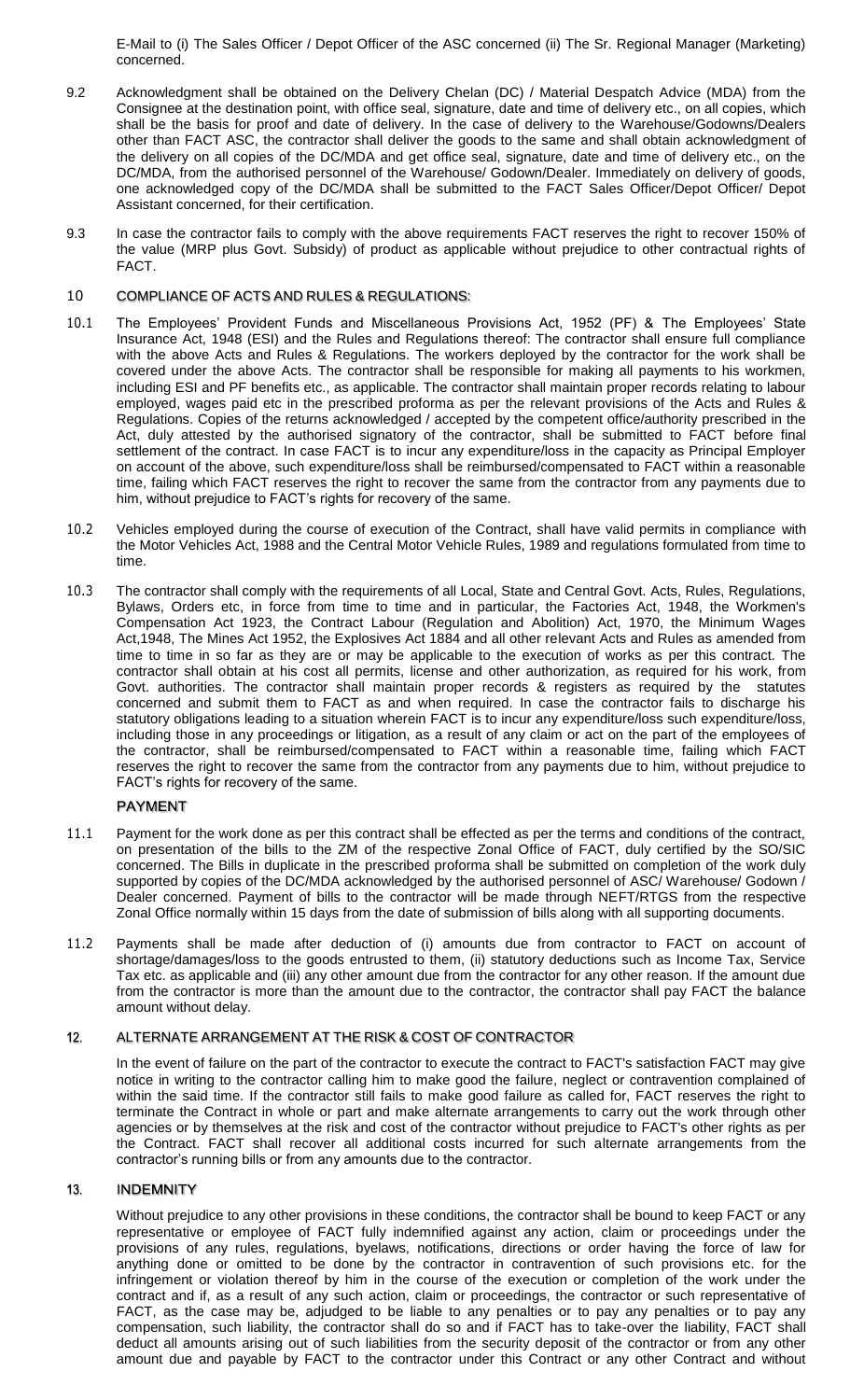E-Mail to (i) The Sales Officer / Depot Officer of the ASC concerned (ii) The Sr. Regional Manager (Marketing) concerned.

9.2 Acknowledgment shall be obtained on the Delivery Chelan (DC) / Material Despatch Advice (MDA) from the Consignee at the destination point, with office seal, signature, date and time of delivery etc., on all copies, which shall be the basis for proof and date of delivery. In the case of delivery to the Warehouse/Godowns/Dealers other than FACT ASC, the contractor shall deliver the goods to the same and shall obtain acknowledgment of the delivery on all copies of the DC/MDA and get office seal, signature, date and time of delivery etc., on the DC/MDA, from the authorised personnel of the Warehouse/ Godown/Dealer. Immediately on delivery of goods, one acknowledged copy of the DC/MDA shall be submitted to the FACT Sales Officer/Depot Officer/ Depot Assistant concerned, for their certification.

9.3 In case the contractor fails to comply with the above requirements FACT reserves the right to recover 150% of the value (MRP plus Govt. Subsidy) of product as applicable without prejudice to other contractual rights of FACT.

## 10 COMPLIANCE OF ACTS AND RULES & REGULATIONS:

10.1 The Employees' Provident Funds and Miscellaneous Provisions Act, 1952 (PF) & The Employees' State Insurance Act, 1948 (ESI) and the Rules and Regulations thereof: The contractor shall ensure full compliance with the above Acts and Rules & Regulations. The workers deployed by the contractor for the work shall be covered under the above Acts. The contractor shall be responsible for making all payments to his workmen, including ESI and PF benefits etc., as applicable. The contractor shall maintain proper records relating to labour employed, wages paid etc in the prescribed proforma as per the relevant provisions of the Acts and Rules & Regulations. Copies of the returns acknowledged / accepted by the competent office/authority prescribed in the Act, duly attested by the authorised signatory of the contractor, shall be submitted to FACT before final settlement of the contract. In case FACT is to incur any expenditure/loss in the capacity as Principal Employer on account of the above, such expenditure/loss shall be reimbursed/compensated to FACT within a reasonable time, failing which FACT reserves the right to recover the same from the contractor from any payments due to him, without prejudice to FACT's rights for recovery of the same.

10.2 Vehicles employed during the course of execution of the Contract, shall have valid permits in compliance with the Motor Vehicles Act, 1988 and the Central Motor Vehicle Rules, 1989 and regulations formulated from time to time.

10.3 The contractor shall comply with the requirements of all Local, State and Central Govt. Acts, Rules, Regulations, Bylaws, Orders etc, in force from time to time and in particular, the Factories Act, 1948, the Workmen's Compensation Act 1923, the Contract Labour (Regulation and Abolition) Act, 1970, the Minimum Wages Act,1948, The Mines Act 1952, the Explosives Act 1884 and all other relevant Acts and Rules as amended from time to time in so far as they are or may be applicable to the execution of works as per this contract. The contractor shall obtain at his cost all permits, license and other authorization, as required for his work, from Govt. authorities. The contractor shall maintain proper records & registers as required by the statutes concerned and submit them to FACT as and when required. In case the contractor fails to discharge his statutory obligations leading to a situation wherein FACT is to incur any expenditure/loss such expenditure/loss, including those in any proceedings or litigation, as a result of any claim or act on the part of the employees of the contractor, shall be reimbursed/compensated to FACT within a reasonable time, failing which FACT reserves the right to recover the same from the contractor from any payments due to him, without prejudice to FACT's rights for recovery of the same.

## PAYMENT

11.1 Payment for the work done as per this contract shall be effected as per the terms and conditions of the contract, on presentation of the bills to the ZM of the respective Zonal Office of FACT, duly certified by the SO/SIC concerned. The Bills in duplicate in the prescribed proforma shall be submitted on completion of the work duly supported by copies of the DC/MDA acknowledged by the authorised personnel of ASC/ Warehouse/ Godown / Dealer concerned. Payment of bills to the contractor will be made through NEFT/RTGS from the respective Zonal Office normally within 15 days from the date of submission of bills along with all supporting documents.

11.2 Payments shall be made after deduction of (i) amounts due from contractor to FACT on account of shortage/damages/loss to the goods entrusted to them, (ii) statutory deductions such as Income Tax, Service Tax etc. as applicable and (iii) any other amount due from the contractor for any other reason. If the amount due from the contractor is more than the amount due to the contractor, the contractor shall pay FACT the balance amount without delay.

## 12. ALTERNATE ARRANGEMENT AT THE RISK & COST OF CONTRACTOR

In the event of failure on the part of the contractor to execute the contract to FACT's satisfaction FACT may give notice in writing to the contractor calling him to make good the failure, neglect or contravention complained of within the said time. If the contractor still fails to make good failure as called for, FACT reserves the right to terminate the Contract in whole or part and make alternate arrangements to carry out the work through other agencies or by themselves at the risk and cost of the contractor without prejudice to FACT's other rights as per the Contract. FACT shall recover all additional costs incurred for such alternate arrangements from the contractor's running bills or from any amounts due to the contractor.

## 13. INDEMNITY

Without prejudice to any other provisions in these conditions, the contractor shall be bound to keep FACT or any representative or employee of FACT fully indemnified against any action, claim or proceedings under the provisions of any rules, regulations, byelaws, notifications, directions or order having the force of law for anything done or omitted to be done by the contractor in contravention of such provisions etc. for the infringement or violation thereof by him in the course of the execution or completion of the work under the contract and if, as a result of any such action, claim or proceedings, the contractor or such representative of FACT, as the case may be, adjudged to be liable to any penalties or to pay any penalties or to pay any compensation, such liability, the contractor shall do so and if FACT has to take-over the liability, FACT shall deduct all amounts arising out of such liabilities from the security deposit of the contractor or from any other amount due and payable by FACT to the contractor under this Contract or any other Contract and without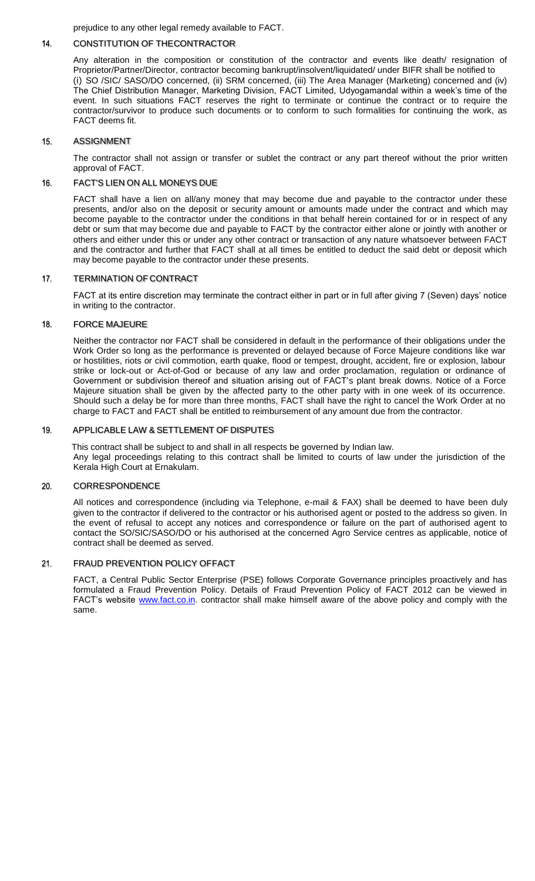prejudice to any other legal remedy available to FACT.

## 14. CONSTITUTION OF THECONTRACTOR

Any alteration in the composition or constitution of the contractor and events like death/ resignation of Proprietor/Partner/Director, contractor becoming bankrupt/insolvent/liquidated/ under BIFR shall be notified to (i) SO /SIC/ SASO/DO concerned, (ii) SRM concerned, (iii) The Area Manager (Marketing) concerned and (iv) The Chief Distribution Manager, Marketing Division, FACT Limited, Udyogamandal within a week's time of the event. In such situations FACT reserves the right to terminate or continue the contract or to require the contractor/survivor to produce such documents or to conform to such formalities for continuing the work, as FACT deems fit.

## 15. ASSIGNMENT

The contractor shall not assign or transfer or sublet the contract or any part thereof without the prior written approval of FACT.

## 16. FACT'S LIEN ON ALL MONEYS DUE

FACT shall have a lien on all/any money that may become due and payable to the contractor under these presents, and/or also on the deposit or security amount or amounts made under the contract and which may become payable to the contractor under the conditions in that behalf herein contained for or in respect of any debt or sum that may become due and payable to FACT by the contractor either alone or jointly with another or others and either under this or under any other contract or transaction of any nature whatsoever between FACT and the contractor and further that FACT shall at all times be entitled to deduct the said debt or deposit which may become payable to the contractor under these presents.

## 17. TERMINATION OF CONTRACT

FACT at its entire discretion may terminate the contract either in part or in full after giving 7 (Seven) days' notice in writing to the contractor.

## 18. FORCE MAJEURE

Neither the contractor nor FACT shall be considered in default in the performance of their obligations under the Work Order so long as the performance is prevented or delayed because of Force Majeure conditions like war or hostilities, riots or civil commotion, earth quake, flood or tempest, drought, accident, fire or explosion, labour strike or lock-out or Act-of-God or because of any law and order proclamation, regulation or ordinance of Government or subdivision thereof and situation arising out of FACT's plant break downs. Notice of a Force Majeure situation shall be given by the affected party to the other party with in one week of its occurrence. Should such a delay be for more than three months, FACT shall have the right to cancel the Work Order at no charge to FACT and FACT shall be entitled to reimbursement of any amount due from the contractor.

## 19. APPLICABLE LAW & SETTLEMENT OF DISPUTES

This contract shall be subject to and shall in all respects be governed by Indian law.
Any legal proceedings relating to this contract shall be limited to courts of law under the jurisdiction of the Kerala High Court at Ernakulam.

## 20. CORRESPONDENCE

All notices and correspondence (including via Telephone, e-mail & FAX) shall be deemed to have been duly given to the contractor if delivered to the contractor or his authorised agent or posted to the address so given. In the event of refusal to accept any notices and correspondence or failure on the part of authorised agent to contact the SO/SIC/SASO/DO or his authorised at the concerned Agro Service centres as applicable, notice of contract shall be deemed as served.

## 21. FRAUD PREVENTION POLICY OFFACT

FACT, a Central Public Sector Enterprise (PSE) follows Corporate Governance principles proactively and has formulated a Fraud Prevention Policy. Details of Fraud Prevention Policy of FACT 2012 can be viewed in FACT's website [www.fact.co.in](http://www.fact.co.in). contractor shall make himself aware of the above policy and comply with the same.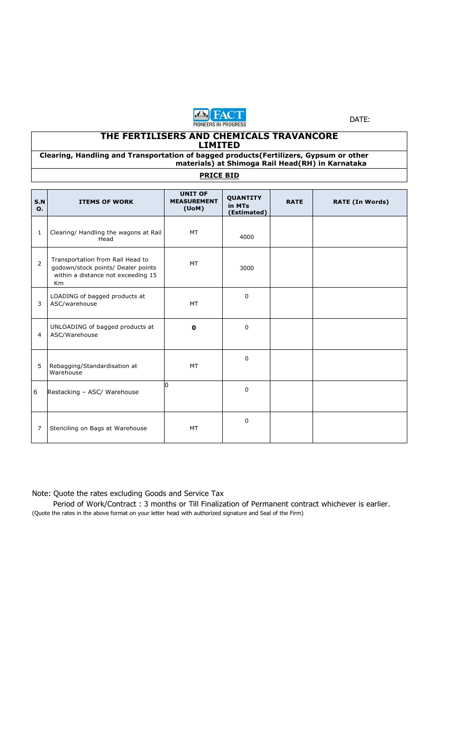FACT
PIONEERS IN PROGRESS

DATE:

# THE FERTILISERS AND CHEMICALS TRAVANCORE LIMITED

**Clearing, Handling and Transportation of bagged products(Fertilizers, Gypsum or other materials) at Shimoga Rail Head(RH) in Karnataka**

**PRICE BID**

| S.NO. | ITEMS OF WORK | UNIT OF MEASUREMENT (UoM) | QUANTITY in MTs (Estimated) | RATE | RATE (In Words) |
|---|---|---|---|---|---|
| 1 | Clearing/ Handling the wagons at Rail Head | MT | 4000 | | |
| 2 | Transportation from Rail Head to godown/stock points/ Dealer points within a distance not exceeding 15 Km | MT | 3000 | | |
| 3 | LOADING of bagged products at ASC/warehouse | MT | 0 | | |
| 4 | UNLOADING of bagged products at ASC/Warehouse | **0** | 0 | | |
| 5 | Rebagging/Standardisation at Warehouse | MT | 0 | | |
| 6 | Restacking – ASC/ Warehouse | 0 | 0 | | |
| 7 | Stenciling on Bags at Warehouse | MT | 0 | | |

Note: Quote the rates excluding Goods and Service Tax

Period of Work/Contract : 3 months or Till Finalization of Permanent contract whichever is earlier.

(Quote the rates in the above format on your letter head with authorized signature and Seal of the Firm)